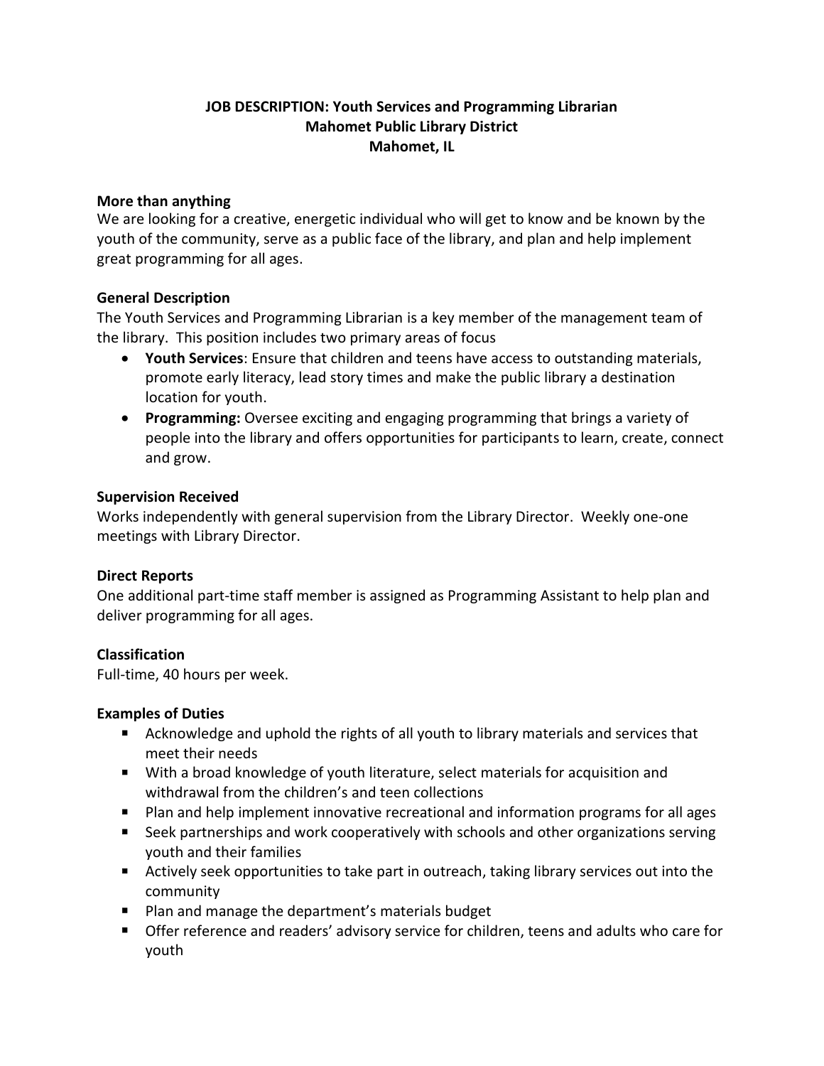# JOB DESCRIPTION: Youth Services and Programming Librarian
## Mahomet Public Library District
## Mahomet, IL

**More than anything**

We are looking for a creative, energetic individual who will get to know and be known by the youth of the community, serve as a public face of the library, and plan and help implement great programming for all ages.

**General Description**

The Youth Services and Programming Librarian is a key member of the management team of the library. This position includes two primary areas of focus

- **Youth Services**: Ensure that children and teens have access to outstanding materials, promote early literacy, lead story times and make the public library a destination location for youth.
- **Programming:** Oversee exciting and engaging programming that brings a variety of people into the library and offers opportunities for participants to learn, create, connect and grow.

**Supervision Received**

Works independently with general supervision from the Library Director. Weekly one-one meetings with Library Director.

**Direct Reports**

One additional part-time staff member is assigned as Programming Assistant to help plan and deliver programming for all ages.

**Classification**

Full-time, 40 hours per week.

**Examples of Duties**

- Acknowledge and uphold the rights of all youth to library materials and services that meet their needs
- With a broad knowledge of youth literature, select materials for acquisition and withdrawal from the children's and teen collections
- Plan and help implement innovative recreational and information programs for all ages
- Seek partnerships and work cooperatively with schools and other organizations serving youth and their families
- Actively seek opportunities to take part in outreach, taking library services out into the community
- Plan and manage the department's materials budget
- Offer reference and readers' advisory service for children, teens and adults who care for youth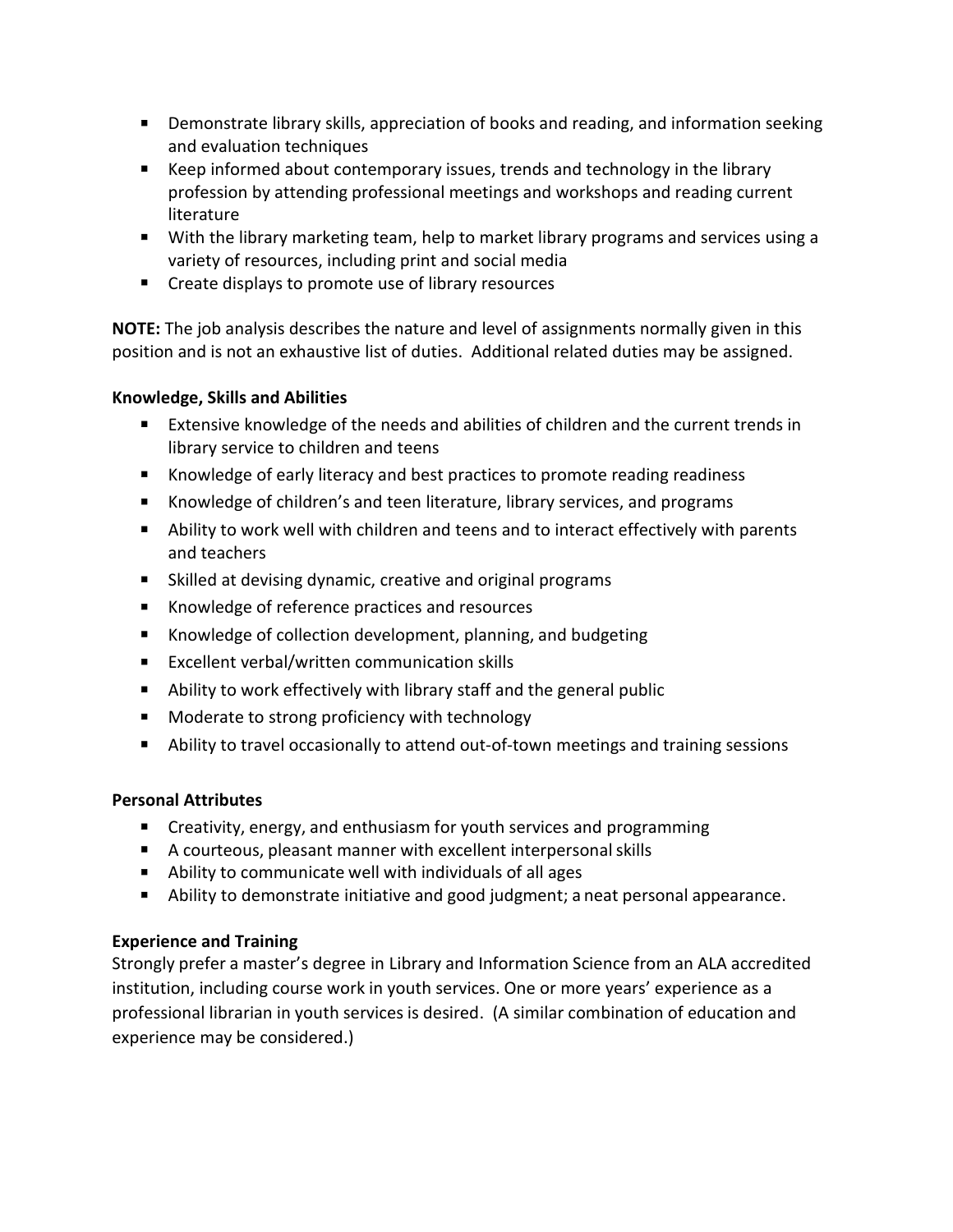- Demonstrate library skills, appreciation of books and reading, and information seeking and evaluation techniques
- Keep informed about contemporary issues, trends and technology in the library profession by attending professional meetings and workshops and reading current literature
- With the library marketing team, help to market library programs and services using a variety of resources, including print and social media
- Create displays to promote use of library resources

**NOTE:** The job analysis describes the nature and level of assignments normally given in this position and is not an exhaustive list of duties. Additional related duties may be assigned.

**Knowledge, Skills and Abilities**

- Extensive knowledge of the needs and abilities of children and the current trends in library service to children and teens
- Knowledge of early literacy and best practices to promote reading readiness
- Knowledge of children's and teen literature, library services, and programs
- Ability to work well with children and teens and to interact effectively with parents and teachers
- Skilled at devising dynamic, creative and original programs
- Knowledge of reference practices and resources
- Knowledge of collection development, planning, and budgeting
- Excellent verbal/written communication skills
- Ability to work effectively with library staff and the general public
- Moderate to strong proficiency with technology
- Ability to travel occasionally to attend out-of-town meetings and training sessions

**Personal Attributes**

- Creativity, energy, and enthusiasm for youth services and programming
- A courteous, pleasant manner with excellent interpersonal skills
- Ability to communicate well with individuals of all ages
- Ability to demonstrate initiative and good judgment; a neat personal appearance.

**Experience and Training**

Strongly prefer a master's degree in Library and Information Science from an ALA accredited institution, including course work in youth services. One or more years' experience as a professional librarian in youth services is desired. (A similar combination of education and experience may be considered.)